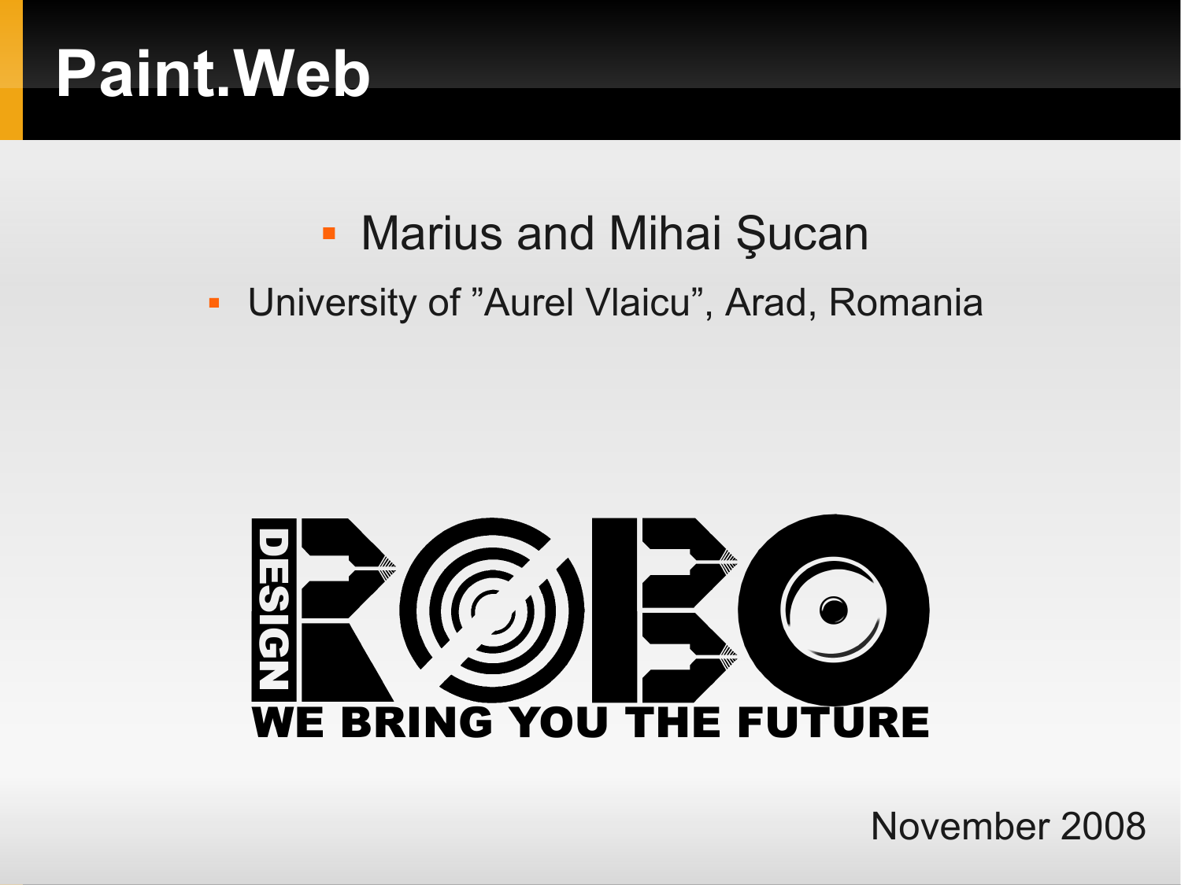# Paint.Web

- Marius and Mihai Şucan
- University of "Aurel Vlaicu", Arad, Romania

DESIGN ROBO
WE BRING YOU THE FUTURE

November 2008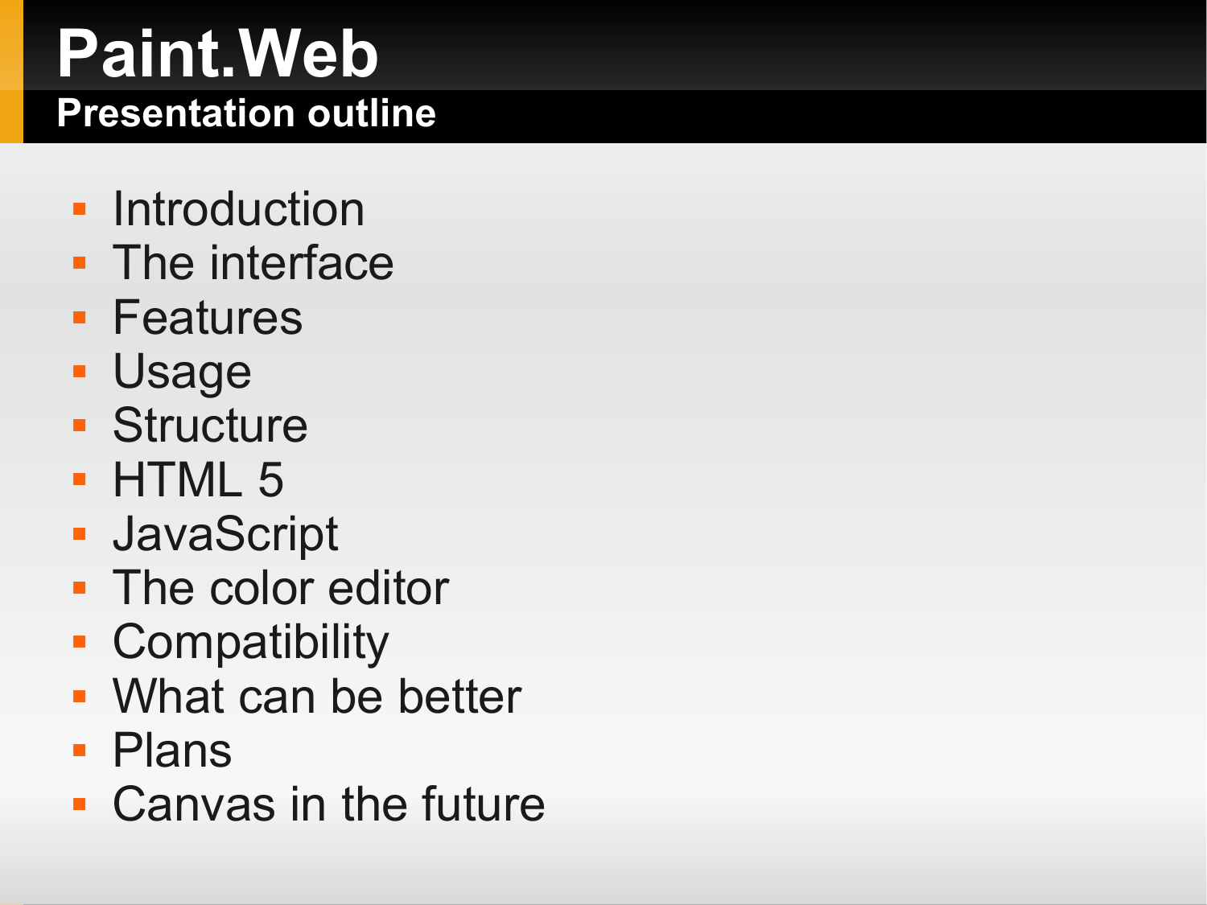# Paint.Web

## Presentation outline

- Introduction
- The interface
- Features
- Usage
- Structure
- HTML 5
- JavaScript
- The color editor
- Compatibility
- What can be better
- Plans
- Canvas in the future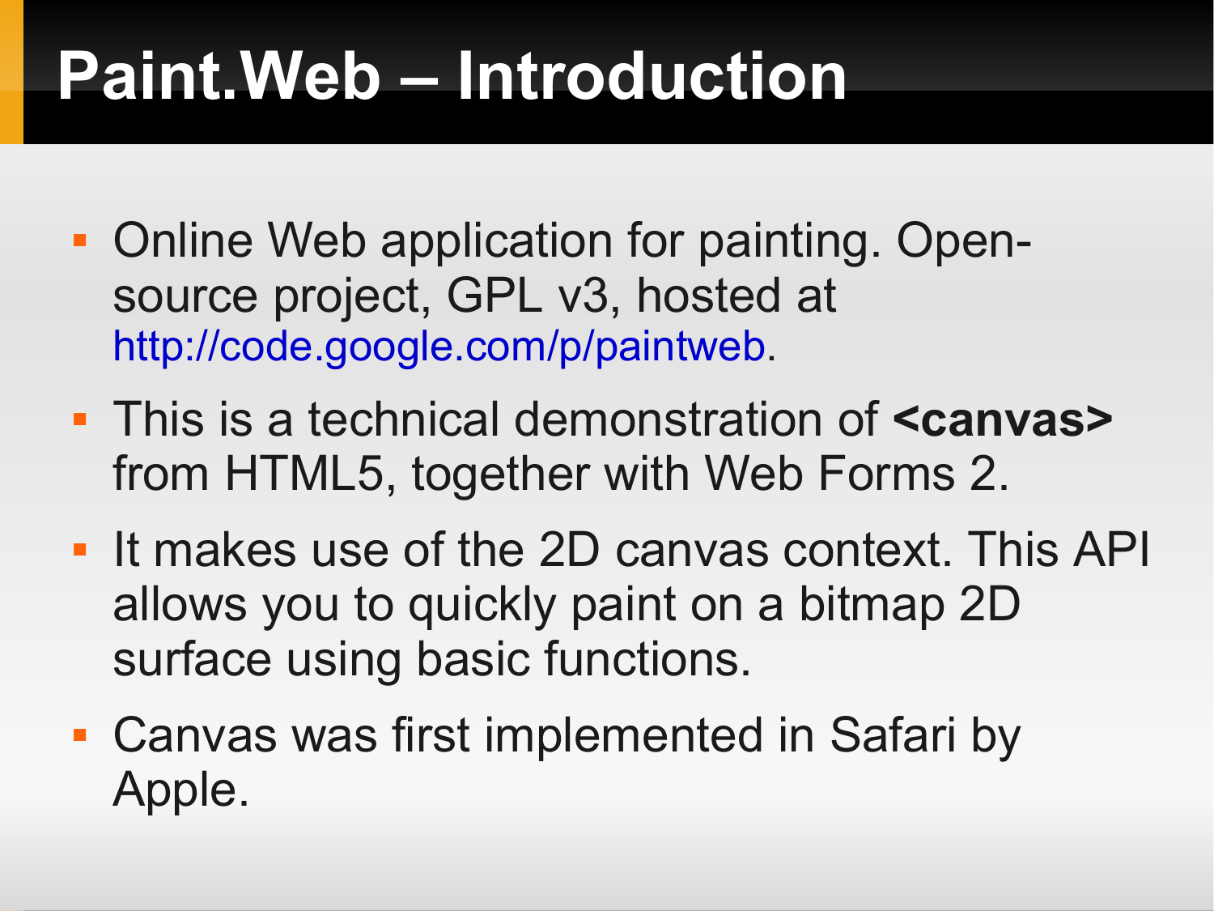# Paint.Web – Introduction

- Online Web application for painting. Open-source project, GPL v3, hosted at http://code.google.com/p/paintweb.
- This is a technical demonstration of **<canvas>** from HTML5, together with Web Forms 2.
- It makes use of the 2D canvas context. This API allows you to quickly paint on a bitmap 2D surface using basic functions.
- Canvas was first implemented in Safari by Apple.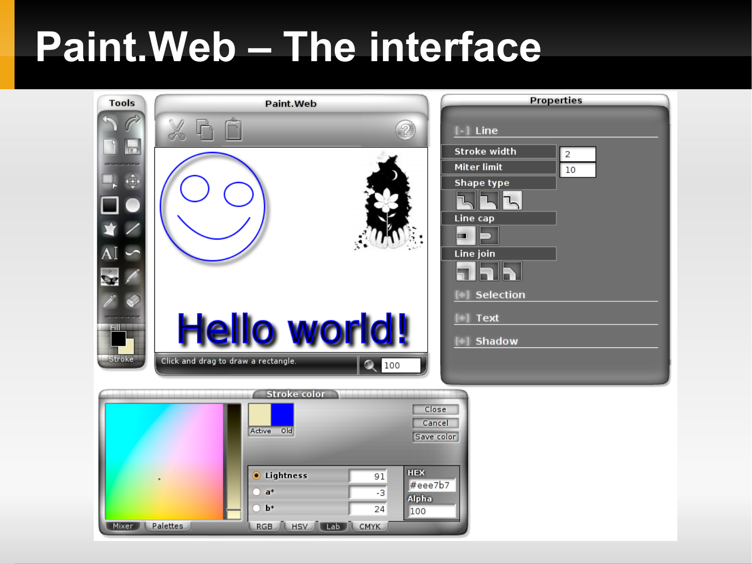# Paint.Web – The interface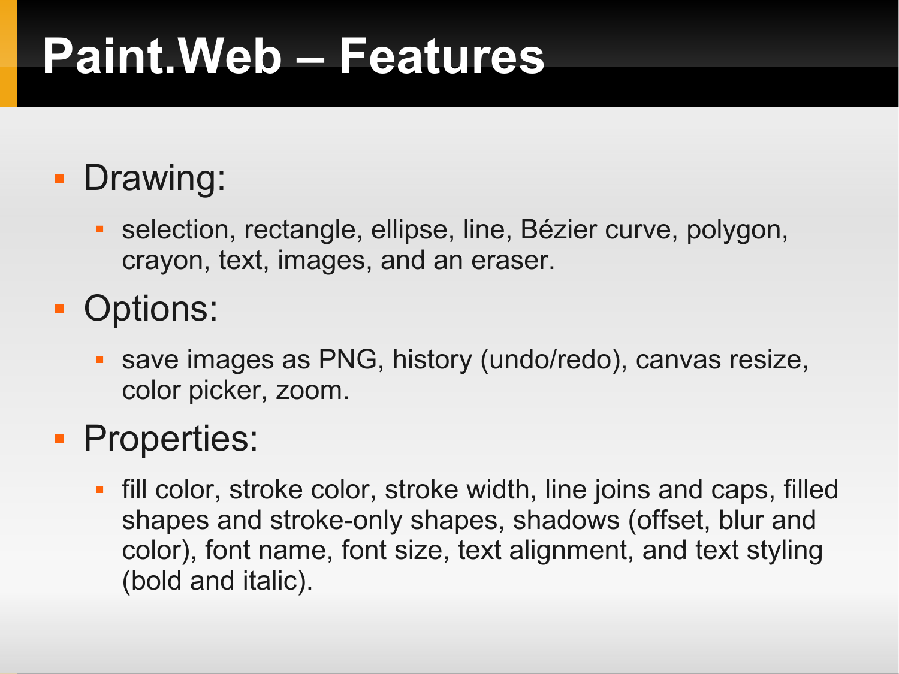# Paint.Web – Features

- Drawing:
  - selection, rectangle, ellipse, line, Bézier curve, polygon, crayon, text, images, and an eraser.
- Options:
  - save images as PNG, history (undo/redo), canvas resize, color picker, zoom.
- Properties:
  - fill color, stroke color, stroke width, line joins and caps, filled shapes and stroke-only shapes, shadows (offset, blur and color), font name, font size, text alignment, and text styling (bold and italic).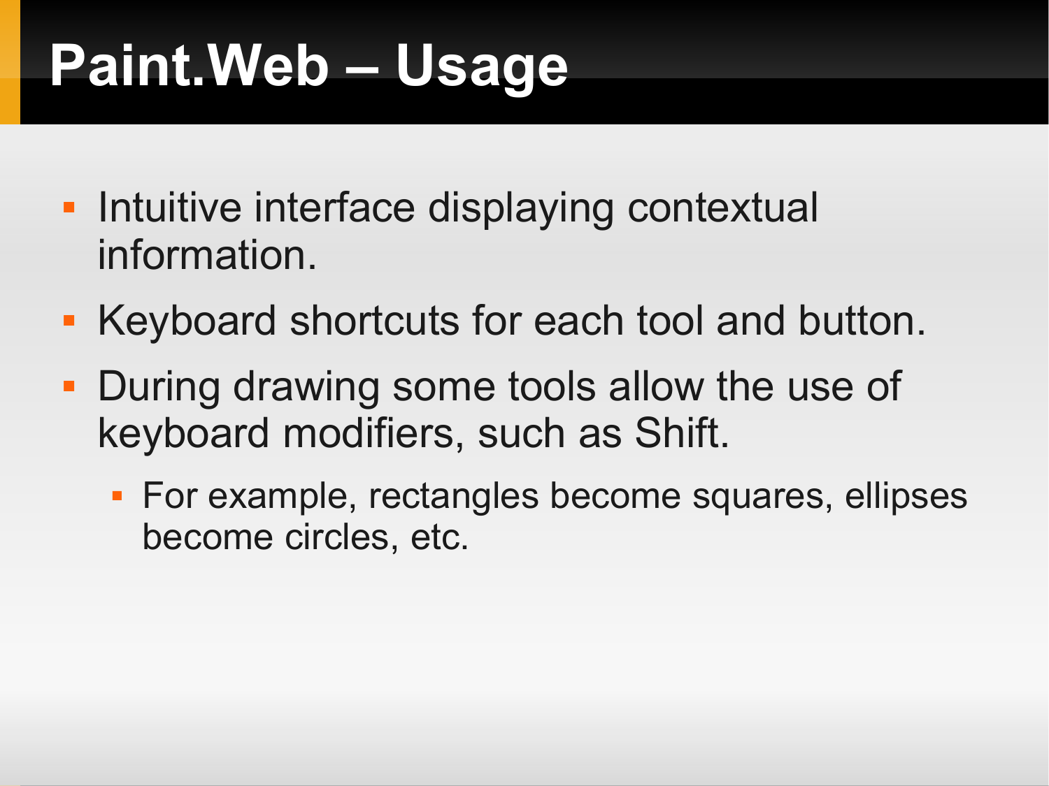# Paint.Web – Usage

- Intuitive interface displaying contextual information.
- Keyboard shortcuts for each tool and button.
- During drawing some tools allow the use of keyboard modifiers, such as Shift.
  - For example, rectangles become squares, ellipses become circles, etc.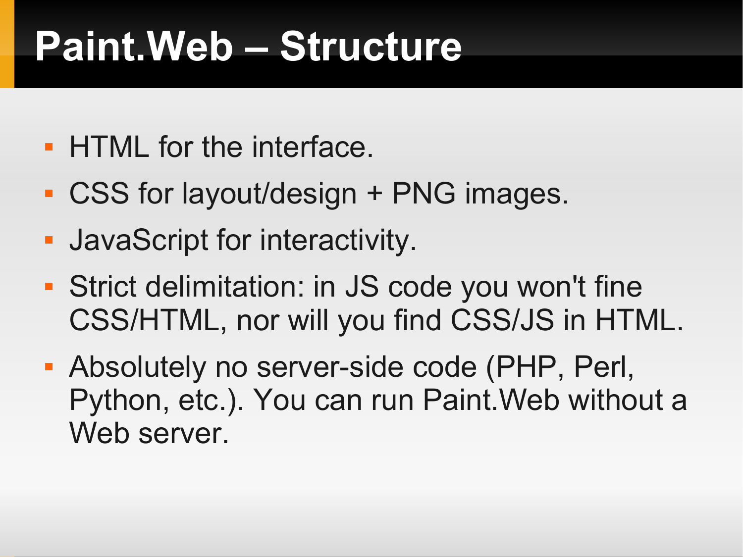# Paint.Web – Structure

- HTML for the interface.
- CSS for layout/design + PNG images.
- JavaScript for interactivity.
- Strict delimitation: in JS code you won't fine CSS/HTML, nor will you find CSS/JS in HTML.
- Absolutely no server-side code (PHP, Perl, Python, etc.). You can run Paint.Web without a Web server.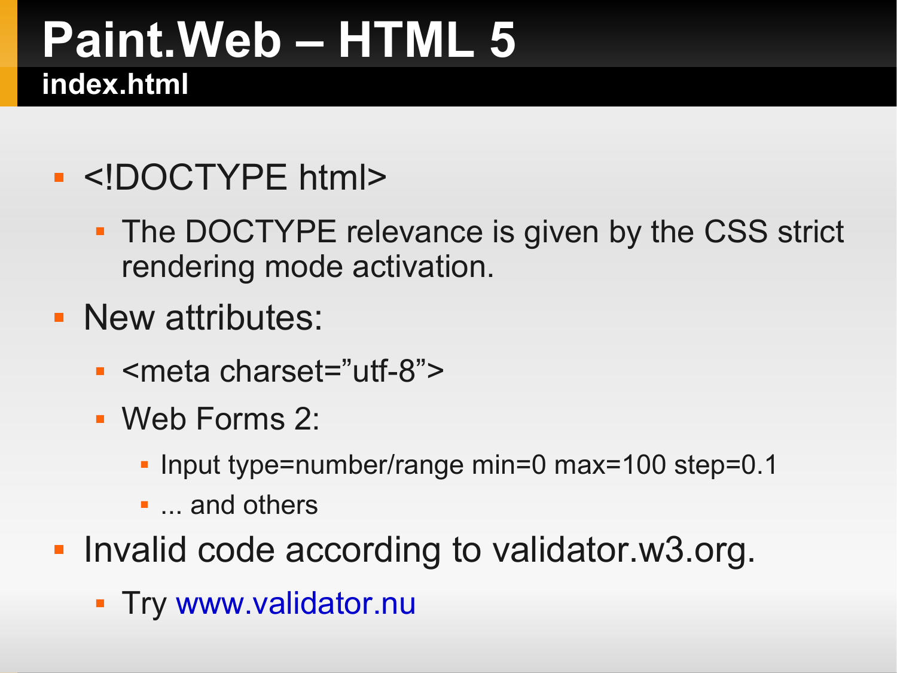# Paint.Web – HTML 5

## index.html

- <!DOCTYPE html>
  - The DOCTYPE relevance is given by the CSS strict rendering mode activation.
- New attributes:
  - <meta charset="utf-8">
  - Web Forms 2:
    - Input type=number/range min=0 max=100 step=0.1
    - ... and others
- Invalid code according to validator.w3.org.
  - Try www.validator.nu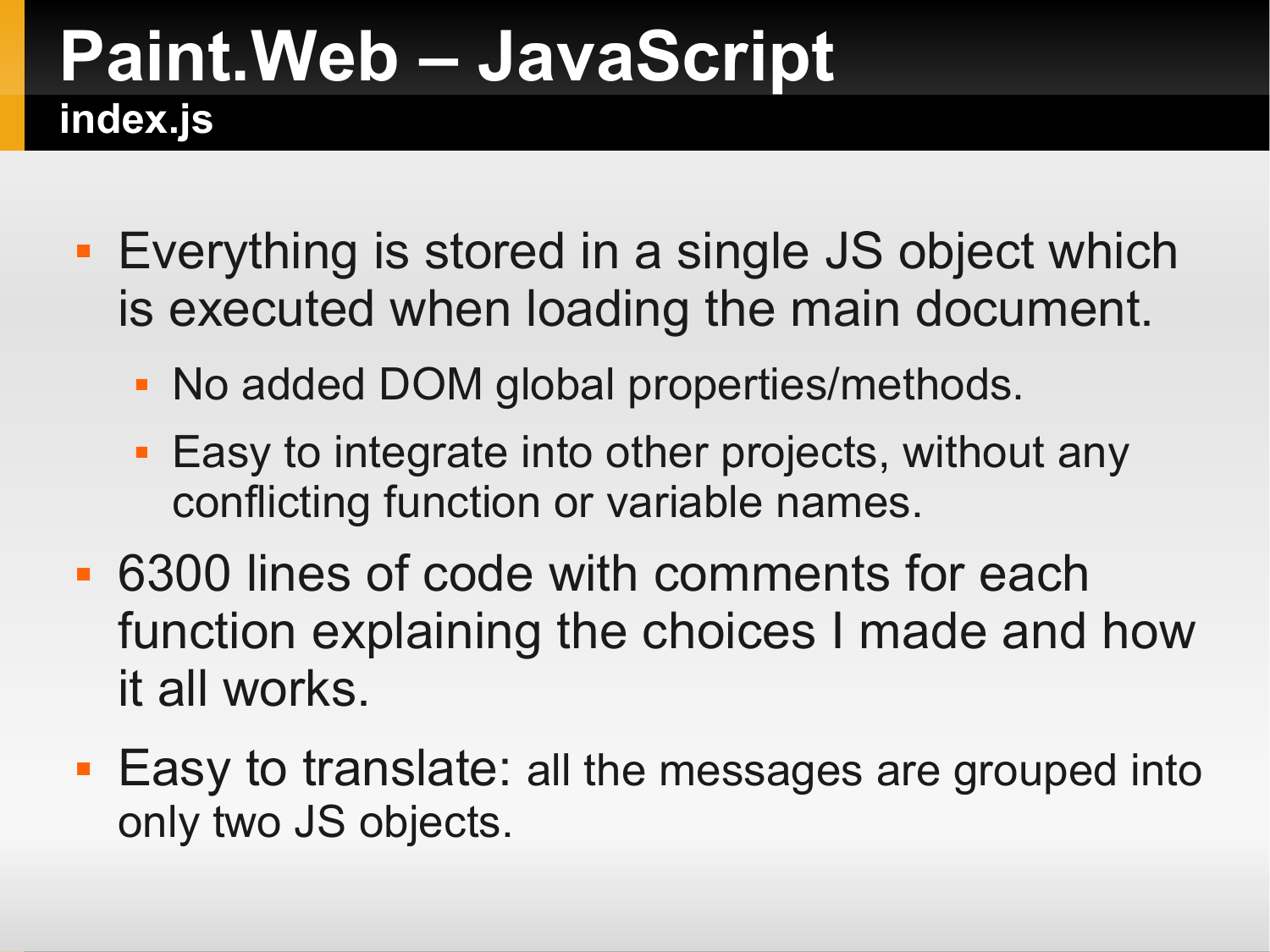# Paint.Web – JavaScript

## index.js

- Everything is stored in a single JS object which is executed when loading the main document.
  - No added DOM global properties/methods.
  - Easy to integrate into other projects, without any conflicting function or variable names.
- 6300 lines of code with comments for each function explaining the choices I made and how it all works.
- Easy to translate: all the messages are grouped into only two JS objects.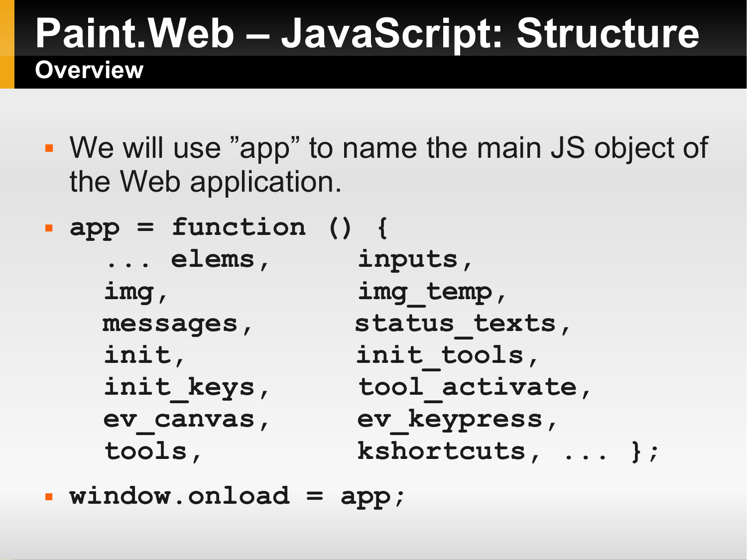# Paint.Web – JavaScript: Structure

## Overview

- We will use ”app” to name the main JS object of the Web application.
- 
```
app = function () {
   ... elems,       inputs,
   img,             img_temp,
   messages,        status_texts,
   init,            init_tools,
   init_keys,       tool_activate,
   ev_canvas,       ev_keypress,
   tools,           kshortcuts, ... };
```
- `window.onload = app;`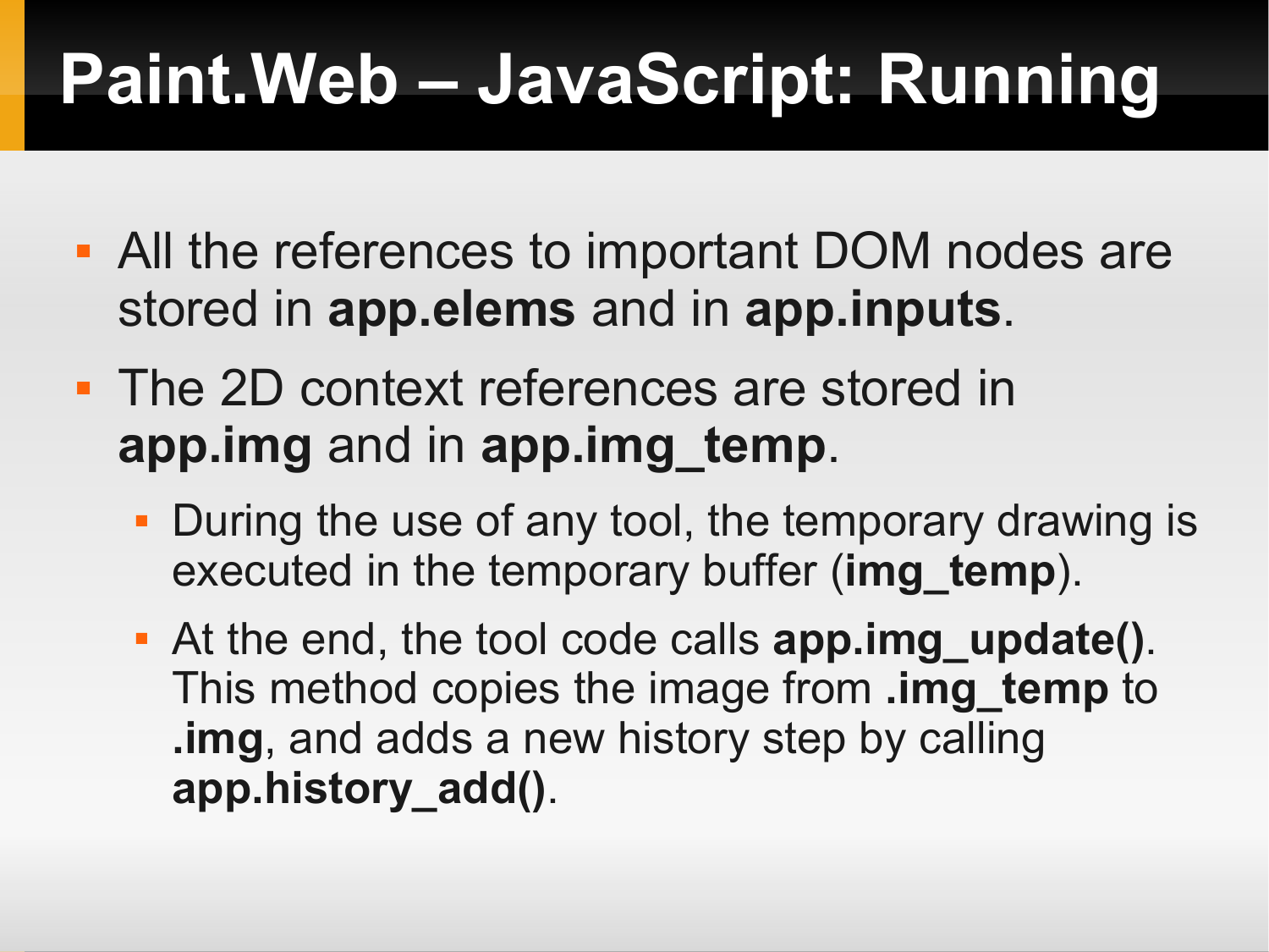# Paint.Web – JavaScript: Running

- All the references to important DOM nodes are stored in **app.elems** and in **app.inputs**.
- The 2D context references are stored in **app.img** and in **app.img_temp**.
  - During the use of any tool, the temporary drawing is executed in the temporary buffer (**img_temp**).
  - At the end, the tool code calls **app.img_update()**. This method copies the image from **.img_temp** to **.img**, and adds a new history step by calling **app.history_add()**.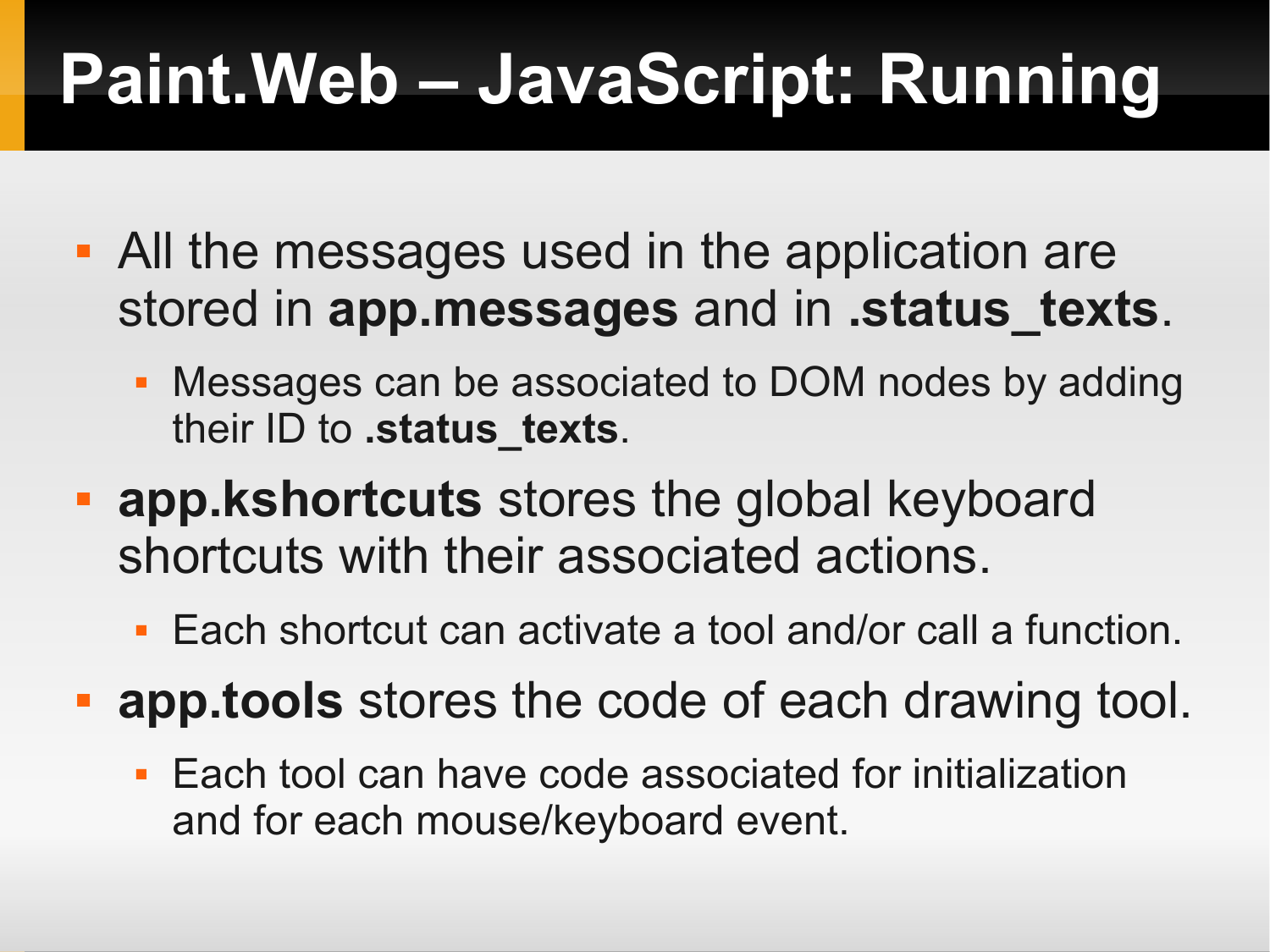# Paint.Web – JavaScript: Running

- All the messages used in the application are stored in **app.messages** and in **.status_texts**.
  - Messages can be associated to DOM nodes by adding their ID to **.status_texts**.
- **app.kshortcuts** stores the global keyboard shortcuts with their associated actions.
  - Each shortcut can activate a tool and/or call a function.
- **app.tools** stores the code of each drawing tool.
  - Each tool can have code associated for initialization and for each mouse/keyboard event.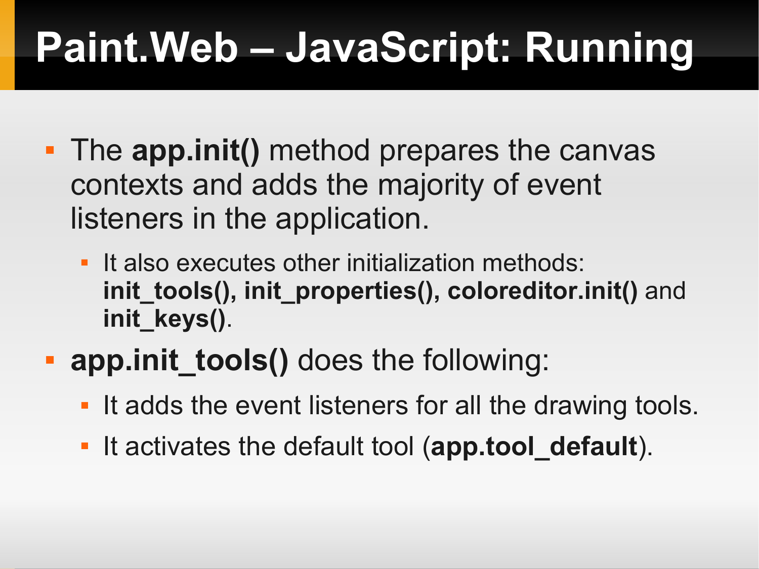# Paint.Web – JavaScript: Running

- The **app.init()** method prepares the canvas contexts and adds the majority of event listeners in the application.
  - It also executes other initialization methods: **init_tools(), init_properties(), coloreditor.init()** and **init_keys()**.
- **app.init_tools()** does the following:
  - It adds the event listeners for all the drawing tools.
  - It activates the default tool (**app.tool_default**).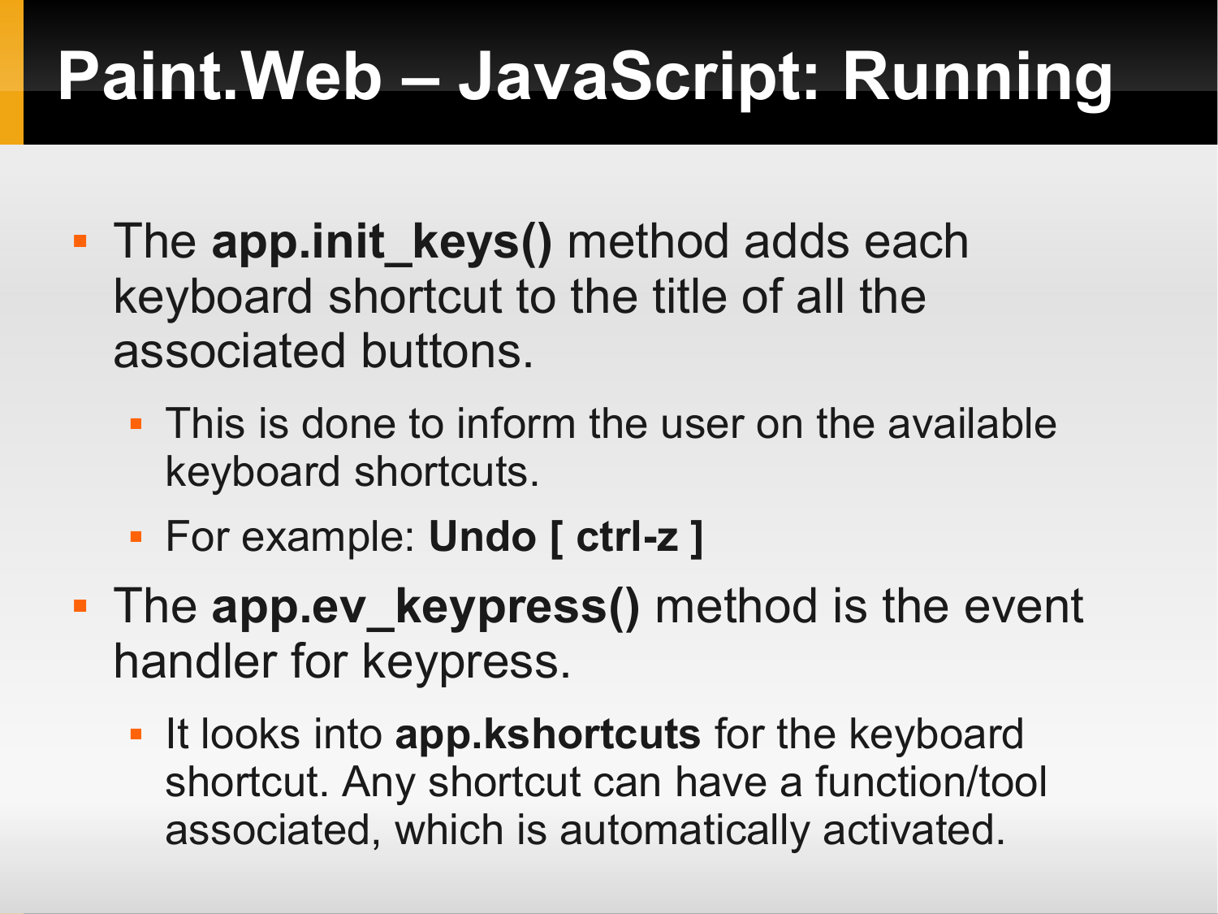# Paint.Web – JavaScript: Running

- The **app.init_keys()** method adds each keyboard shortcut to the title of all the associated buttons.
  - This is done to inform the user on the available keyboard shortcuts.
  - For example: **Undo [ ctrl-z ]**
- The **app.ev_keypress()** method is the event handler for keypress.
  - It looks into **app.kshortcuts** for the keyboard shortcut. Any shortcut can have a function/tool associated, which is automatically activated.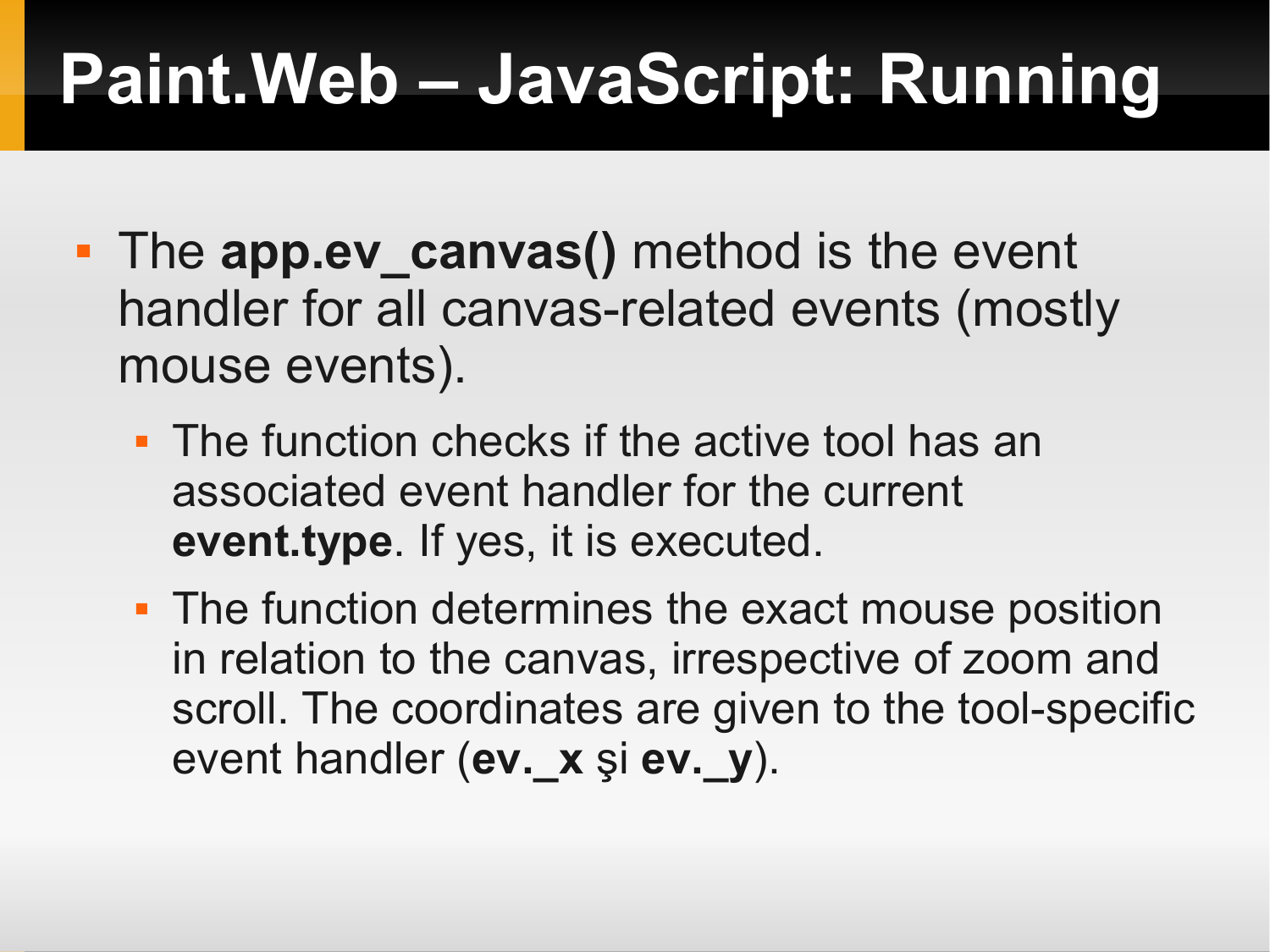# Paint.Web – JavaScript: Running

- The **app.ev_canvas()** method is the event handler for all canvas-related events (mostly mouse events).
  - The function checks if the active tool has an associated event handler for the current **event.type**. If yes, it is executed.
  - The function determines the exact mouse position in relation to the canvas, irrespective of zoom and scroll. The coordinates are given to the tool-specific event handler (**ev._x** şi **ev._y**).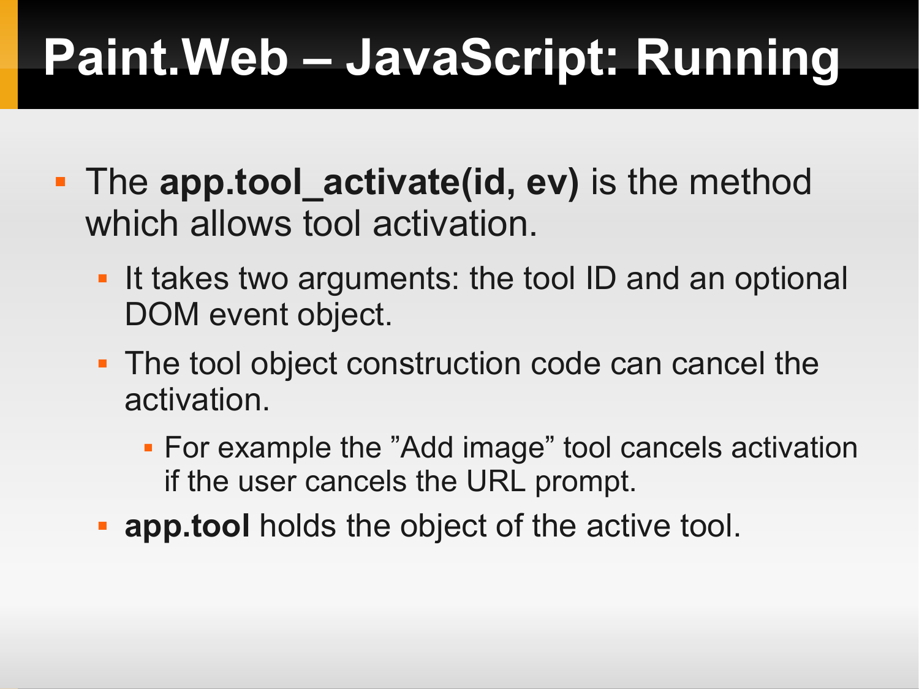# Paint.Web – JavaScript: Running

- The **app.tool_activate(id, ev)** is the method which allows tool activation.
  - It takes two arguments: the tool ID and an optional DOM event object.
  - The tool object construction code can cancel the activation.
    - For example the ”Add image” tool cancels activation if the user cancels the URL prompt.
  - **app.tool** holds the object of the active tool.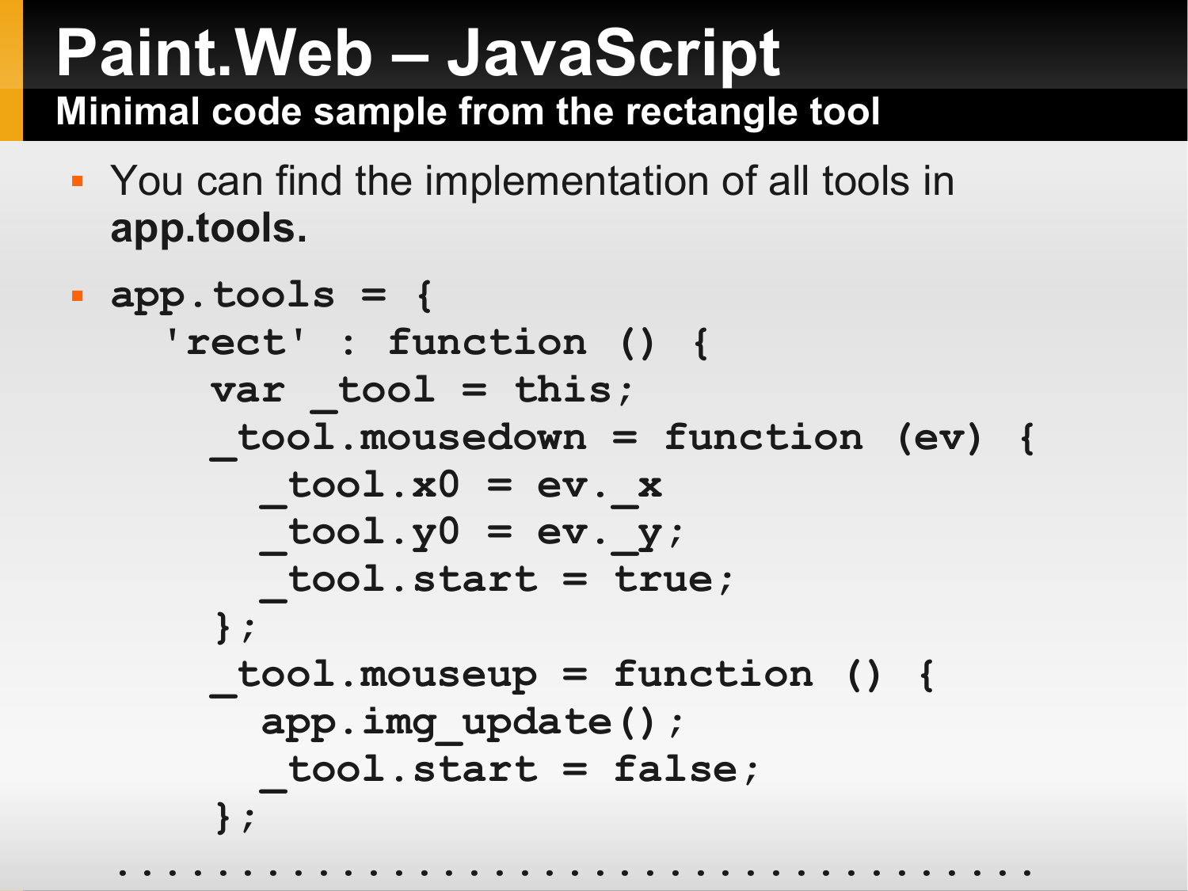# Paint.Web – JavaScript

## Minimal code sample from the rectangle tool

- You can find the implementation of all tools in **app.tools.**

```
app.tools = {
  'rect' : function () {
    var _tool = this;
    _tool.mousedown = function (ev) {
      _tool.x0 = ev._x
      _tool.y0 = ev._y;
      _tool.start = true;
    };
    _tool.mouseup = function () {
      app.img_update();
      _tool.start = false;
    };
....................................
```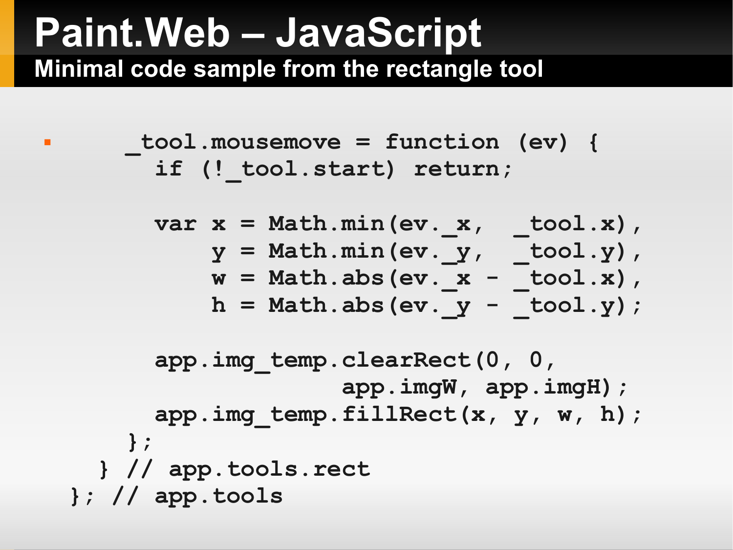# Paint.Web – JavaScript

## Minimal code sample from the rectangle tool

```
    _tool.mousemove = function (ev) {
      if (!_tool.start) return;

      var x = Math.min(ev._x,  _tool.x),
          y = Math.min(ev._y,  _tool.y),
          w = Math.abs(ev._x - _tool.x),
          h = Math.abs(ev._y - _tool.y);

      app.img_temp.clearRect(0, 0,
                 app.imgW, app.imgH);
      app.img_temp.fillRect(x, y, w, h);
    };
  } // app.tools.rect
}; // app.tools
```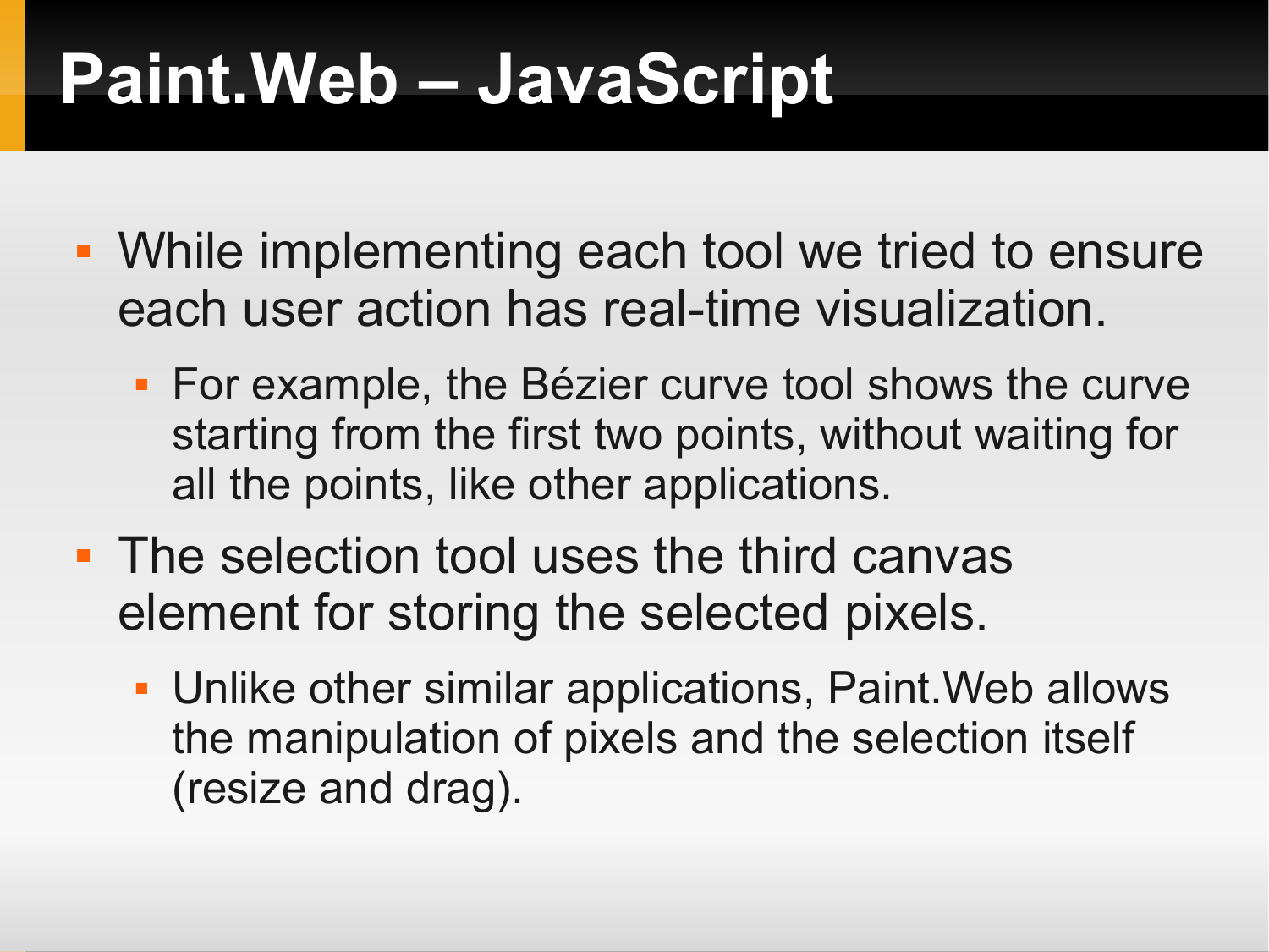# Paint.Web – JavaScript

- While implementing each tool we tried to ensure each user action has real-time visualization.
  - For example, the Bézier curve tool shows the curve starting from the first two points, without waiting for all the points, like other applications.
- The selection tool uses the third canvas element for storing the selected pixels.
  - Unlike other similar applications, Paint.Web allows the manipulation of pixels and the selection itself (resize and drag).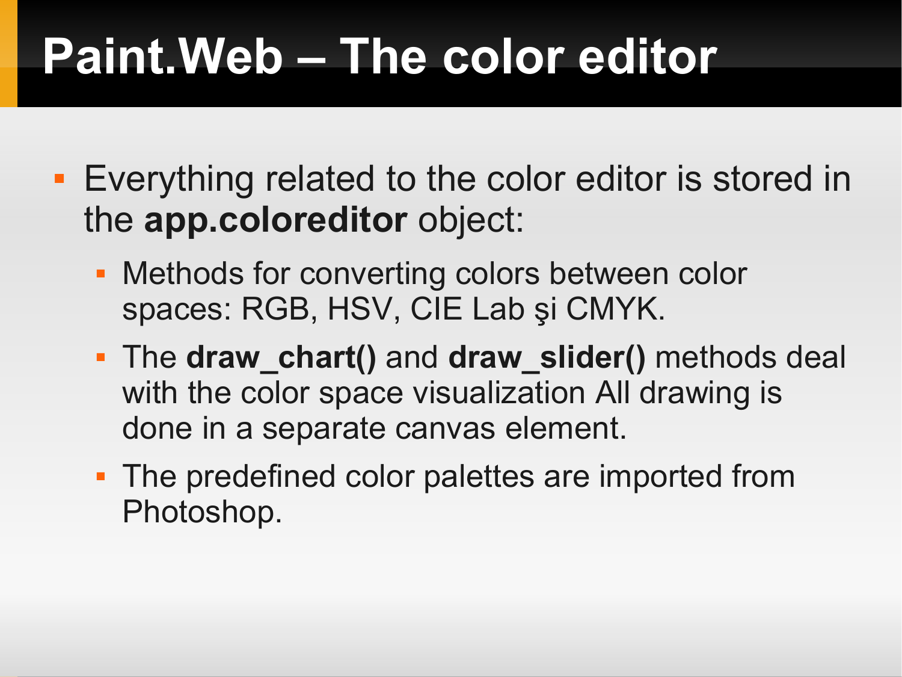# Paint.Web – The color editor

- Everything related to the color editor is stored in the **app.coloreditor** object:
  - Methods for converting colors between color spaces: RGB, HSV, CIE Lab şi CMYK.
  - The **draw_chart()** and **draw_slider()** methods deal with the color space visualization All drawing is done in a separate canvas element.
  - The predefined color palettes are imported from Photoshop.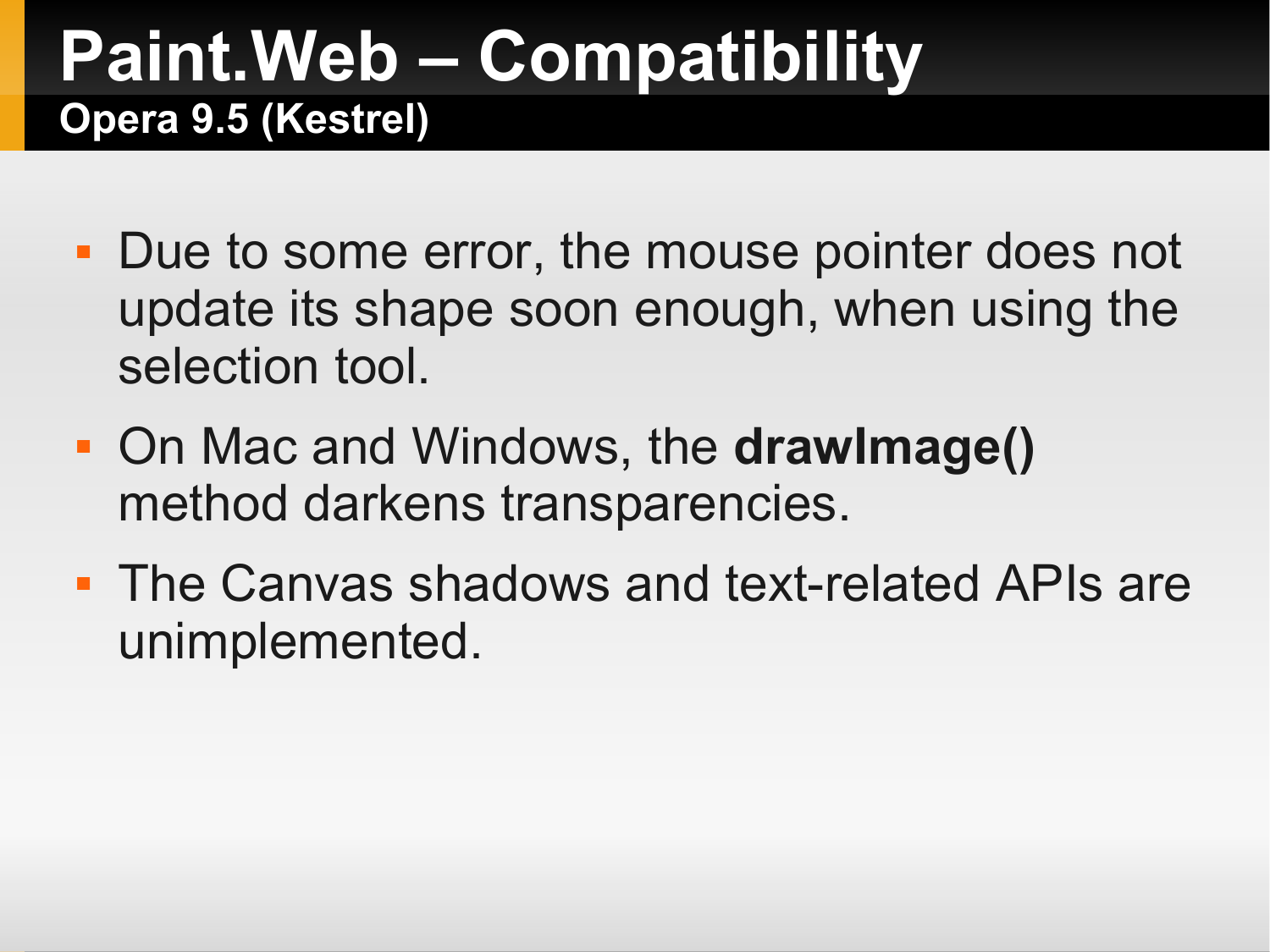# Paint.Web – Compatibility

## Opera 9.5 (Kestrel)

- Due to some error, the mouse pointer does not update its shape soon enough, when using the selection tool.
- On Mac and Windows, the **drawImage()** method darkens transparencies.
- The Canvas shadows and text-related APIs are unimplemented.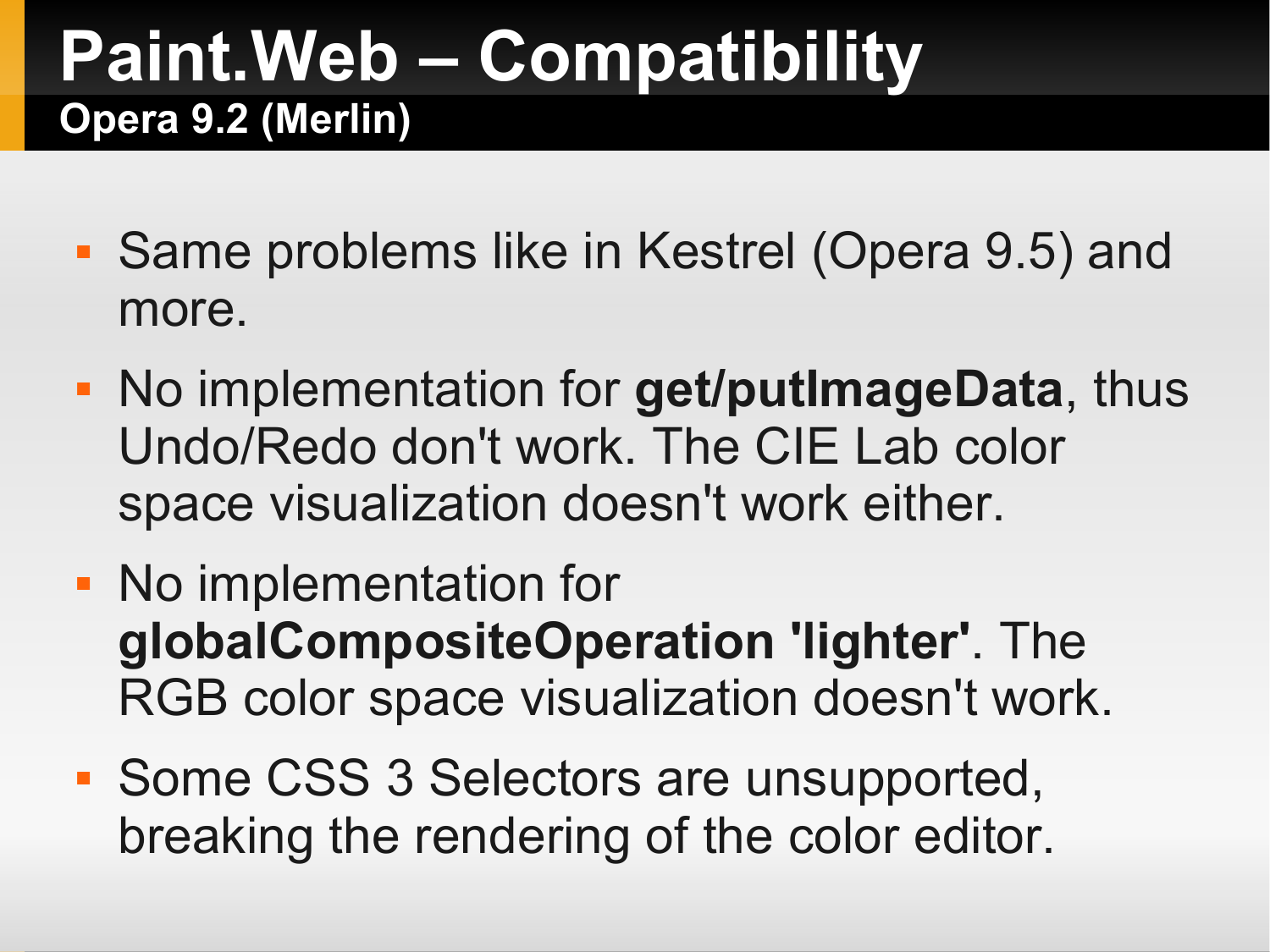# Paint.Web – Compatibility

## Opera 9.2 (Merlin)

- Same problems like in Kestrel (Opera 9.5) and more.
- No implementation for **get/putImageData**, thus Undo/Redo don't work. The CIE Lab color space visualization doesn't work either.
- No implementation for **globalCompositeOperation 'lighter'**. The RGB color space visualization doesn't work.
- Some CSS 3 Selectors are unsupported, breaking the rendering of the color editor.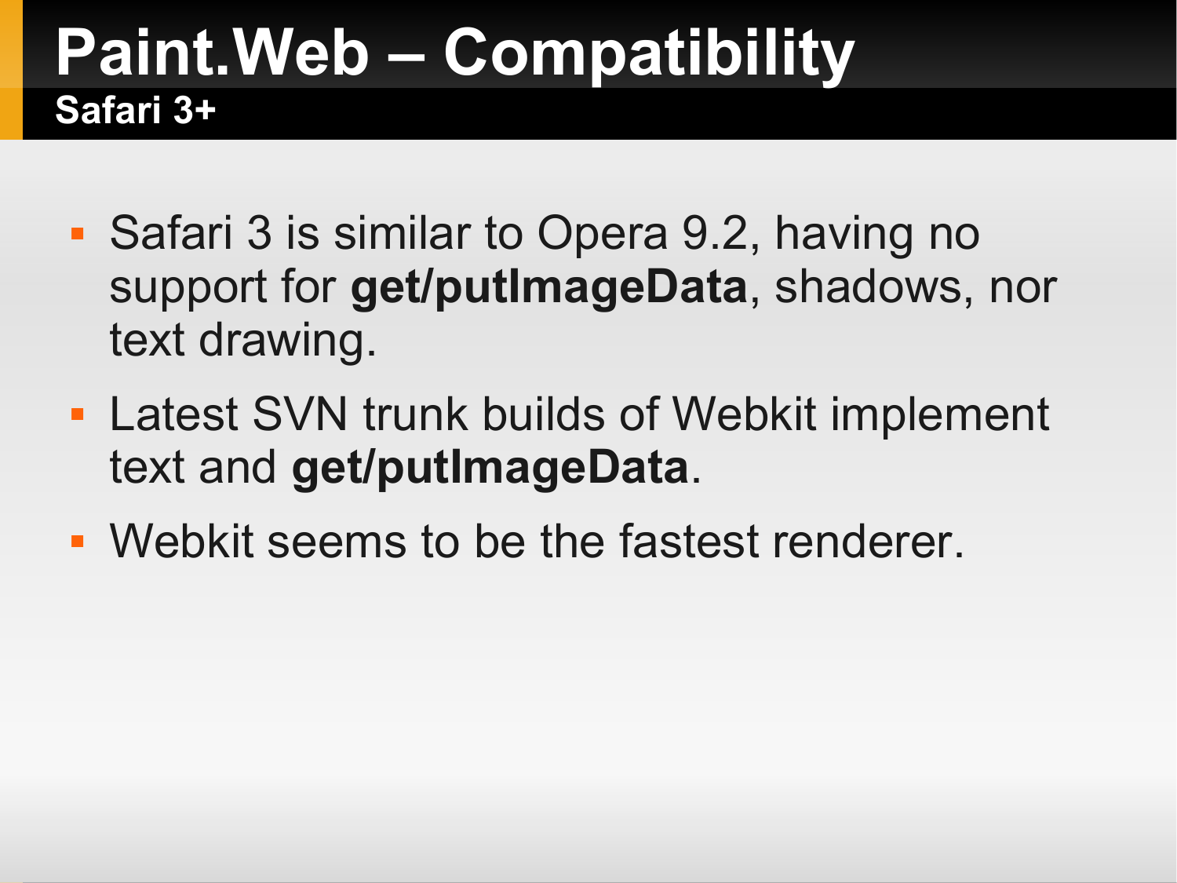# Paint.Web – Compatibility

## Safari 3+

- Safari 3 is similar to Opera 9.2, having no support for **get/putImageData**, shadows, nor text drawing.
- Latest SVN trunk builds of Webkit implement text and **get/putImageData**.
- Webkit seems to be the fastest renderer.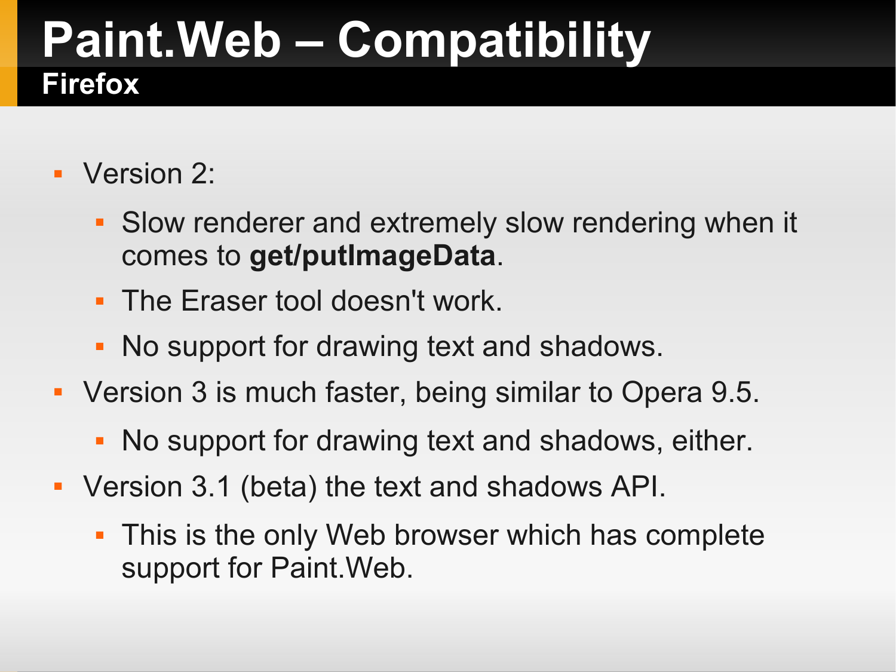# Paint.Web – Compatibility

## Firefox

- Version 2:
  - Slow renderer and extremely slow rendering when it comes to **get/putImageData**.
  - The Eraser tool doesn't work.
  - No support for drawing text and shadows.
- Version 3 is much faster, being similar to Opera 9.5.
  - No support for drawing text and shadows, either.
- Version 3.1 (beta) the text and shadows API.
  - This is the only Web browser which has complete support for Paint.Web.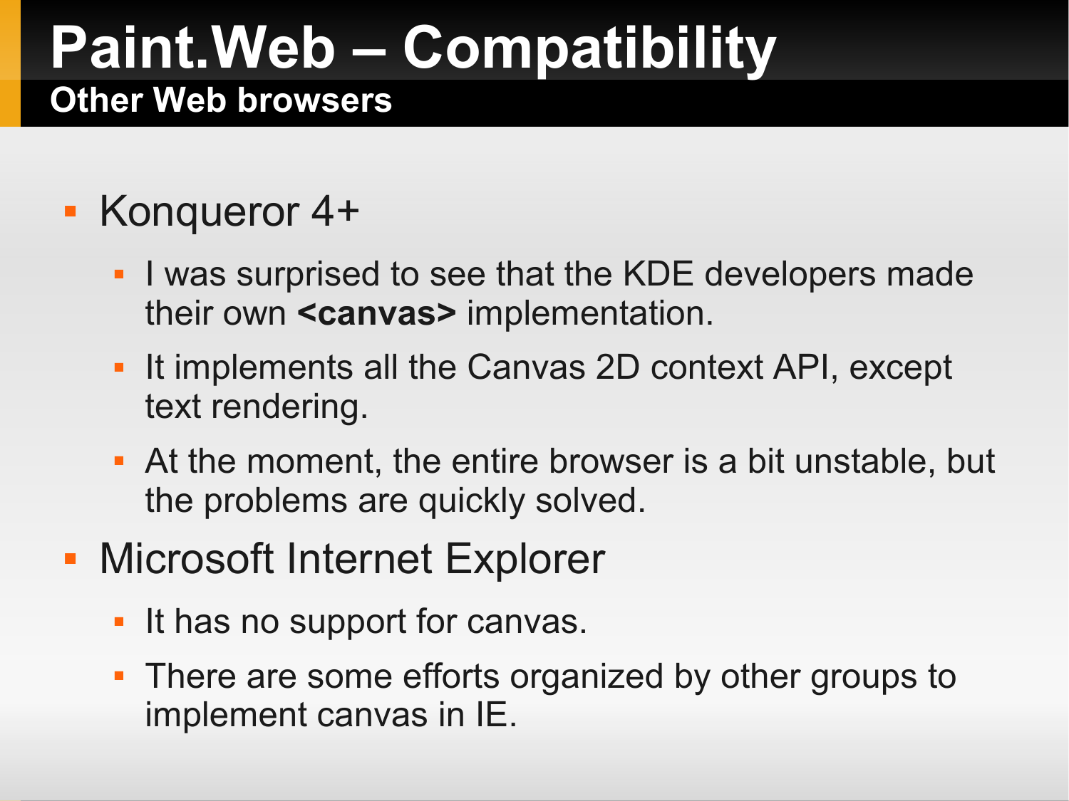# Paint.Web – Compatibility

## Other Web browsers

- Konqueror 4+
  - I was surprised to see that the KDE developers made their own **<canvas>** implementation.
  - It implements all the Canvas 2D context API, except text rendering.
  - At the moment, the entire browser is a bit unstable, but the problems are quickly solved.
- Microsoft Internet Explorer
  - It has no support for canvas.
  - There are some efforts organized by other groups to implement canvas in IE.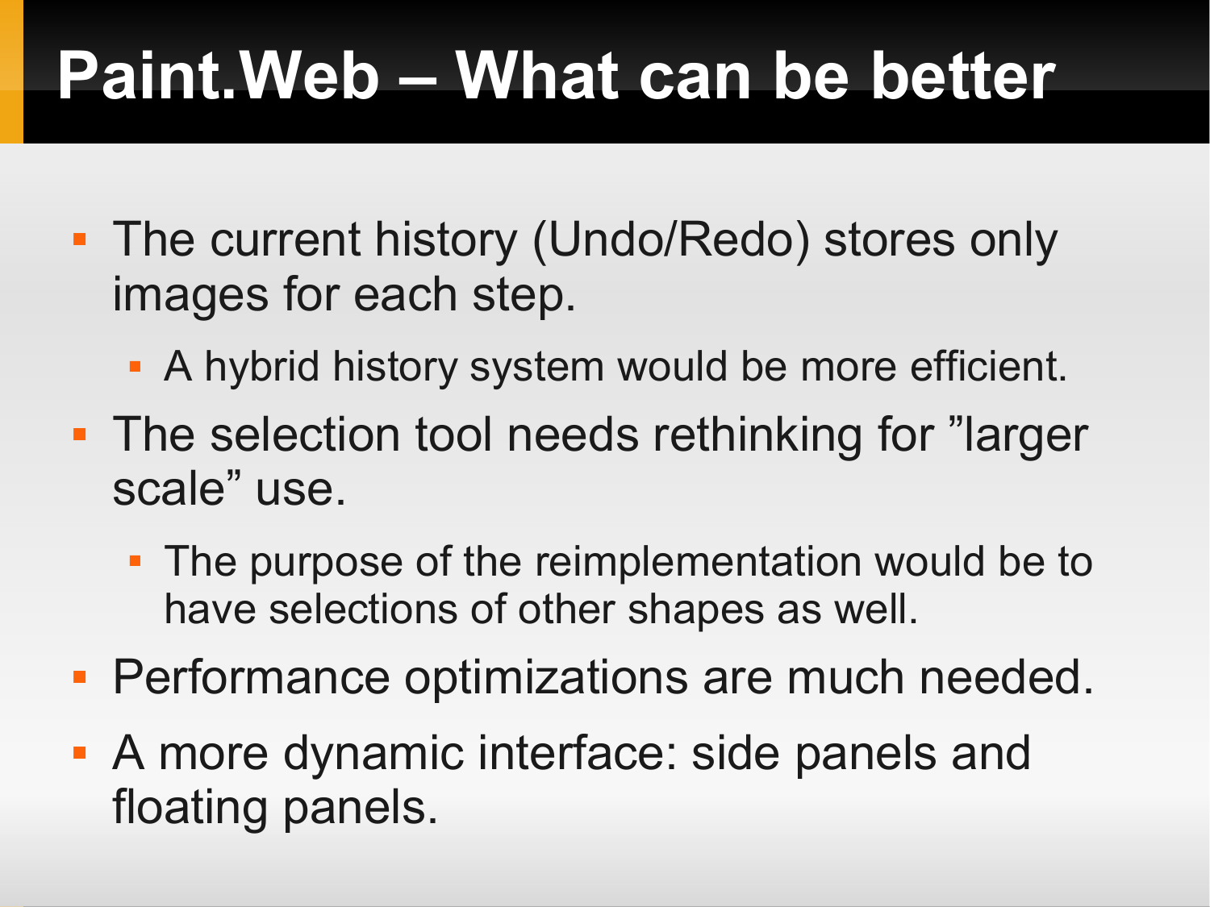# Paint.Web – What can be better

- The current history (Undo/Redo) stores only images for each step.
  - A hybrid history system would be more efficient.
- The selection tool needs rethinking for ”larger scale” use.
  - The purpose of the reimplementation would be to have selections of other shapes as well.
- Performance optimizations are much needed.
- A more dynamic interface: side panels and floating panels.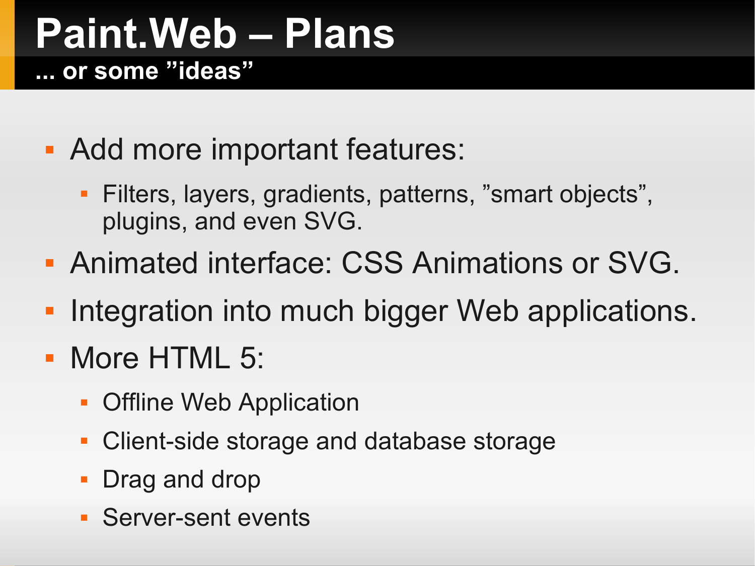# Paint.Web – Plans

**... or some ”ideas”**

- Add more important features:
  - Filters, layers, gradients, patterns, ”smart objects”, plugins, and even SVG.
- Animated interface: CSS Animations or SVG.
- Integration into much bigger Web applications.
- More HTML 5:
  - Offline Web Application
  - Client-side storage and database storage
  - Drag and drop
  - Server-sent events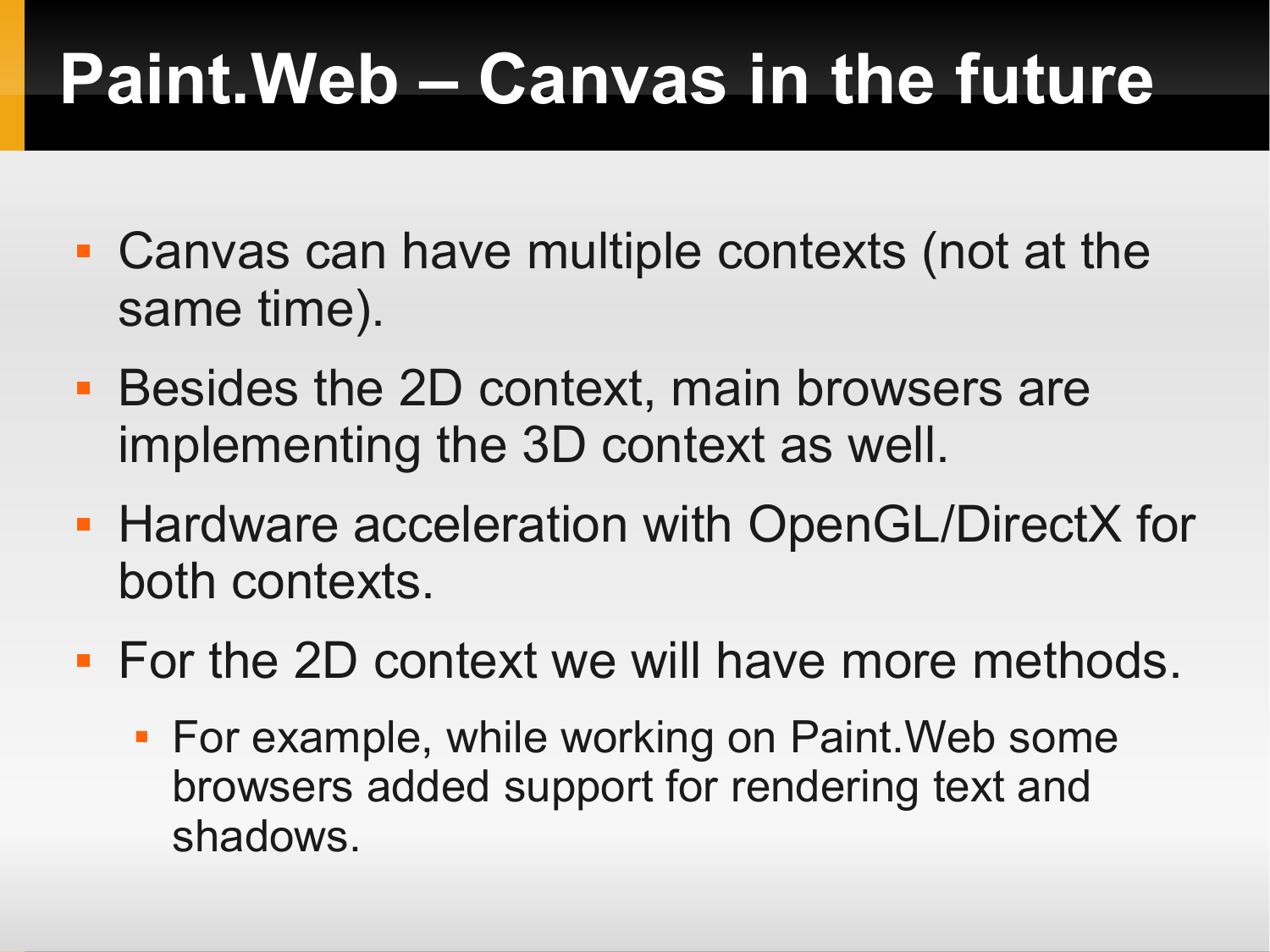# Paint.Web – Canvas in the future

- Canvas can have multiple contexts (not at the same time).
- Besides the 2D context, main browsers are implementing the 3D context as well.
- Hardware acceleration with OpenGL/DirectX for both contexts.
- For the 2D context we will have more methods.
  - For example, while working on Paint.Web some browsers added support for rendering text and shadows.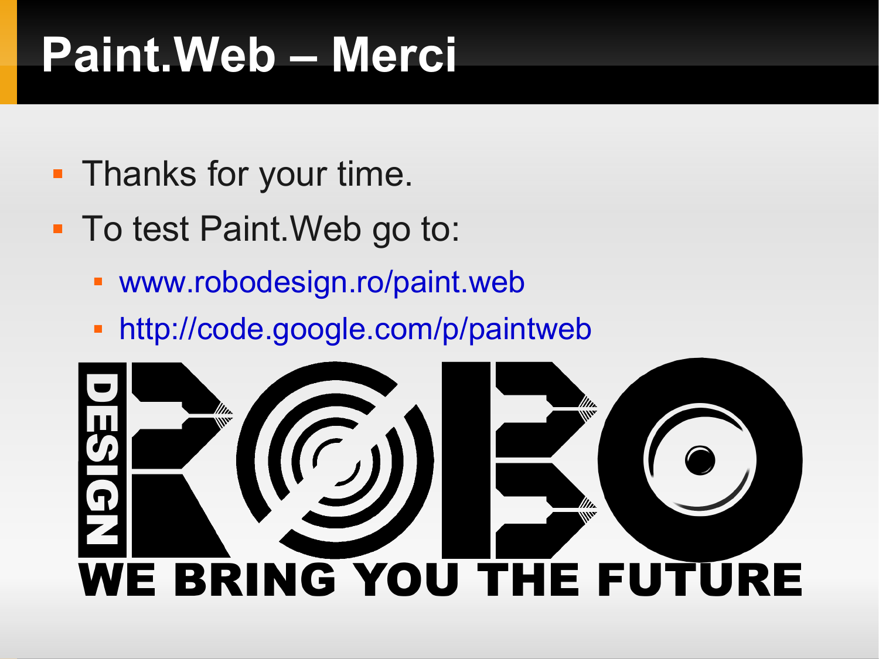# Paint.Web – Merci

- Thanks for your time.
- To test Paint.Web go to:
  - www.robodesign.ro/paint.web
  - http://code.google.com/p/paintweb

DESIGN ROBO

WE BRING YOU THE FUTURE